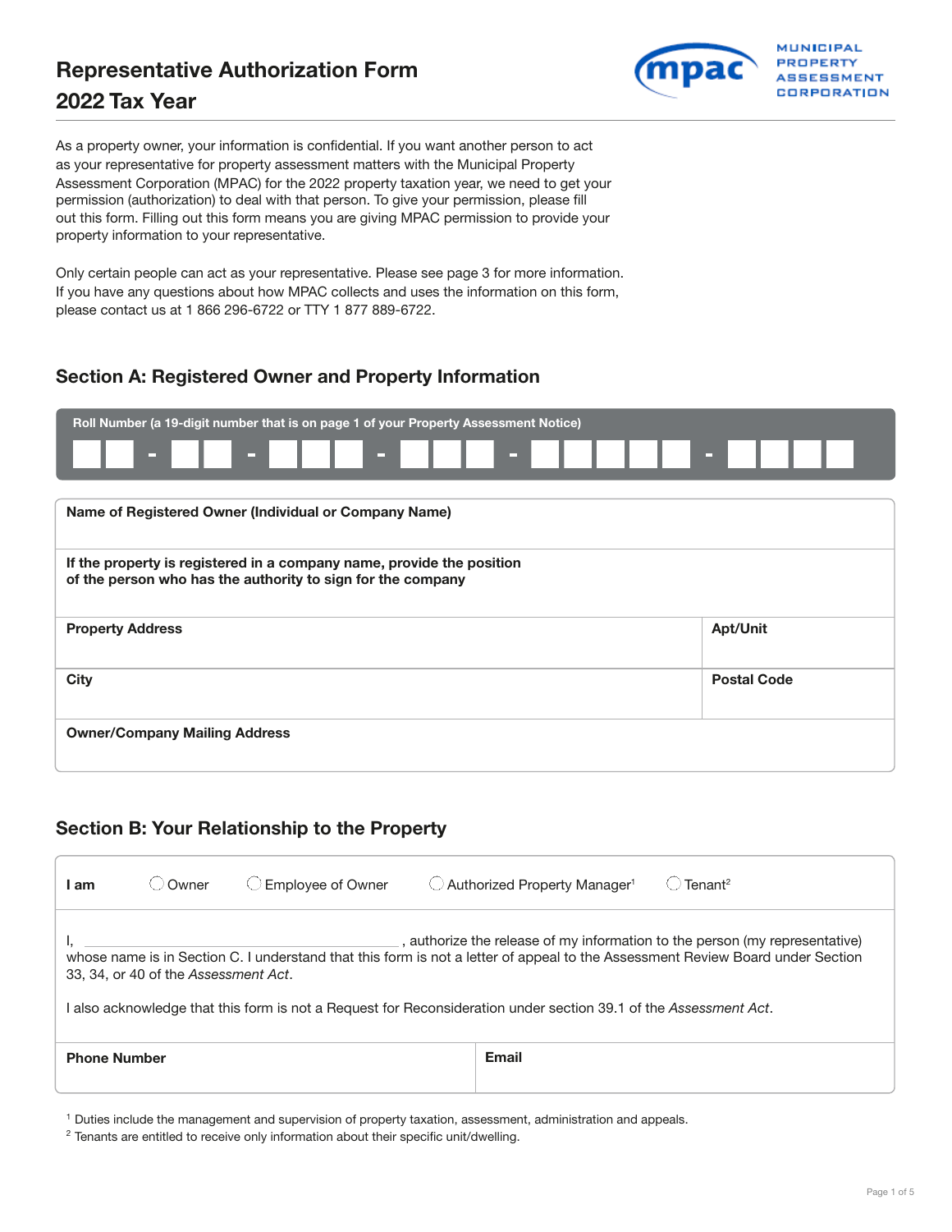# Representative Authorization Form
## 2022 Tax Year

MUNICIPAL PROPERTY ASSESSMENT CORPORATION

As a property owner, your information is confidential. If you want another person to act as your representative for property assessment matters with the Municipal Property Assessment Corporation (MPAC) for the 2022 property taxation year, we need to get your permission (authorization) to deal with that person. To give your permission, please fill out this form. Filling out this form means you are giving MPAC permission to provide your property information to your representative.

Only certain people can act as your representative. Please see page 3 for more information. If you have any questions about how MPAC collects and uses the information on this form, please contact us at 1 866 296-6722 or TTY 1 877 889-6722.

## Section A: Registered Owner and Property Information

**Roll Number (a 19-digit number that is on page 1 of your Property Assessment Notice)**

\_ \_ - \_ \_ - \_ \_ \_ - \_ \_ \_ - \_ \_ \_ \_ \_ - \_ \_ \_ \_

| **Name of Registered Owner (Individual or Company Name)** | |
|---|---|
| **If the property is registered in a company name, provide the position of the person who has the authority to sign for the company** | |
| **Property Address** | **Apt/Unit** |
| **City** | **Postal Code** |
| **Owner/Company Mailing Address** | |

## Section B: Your Relationship to the Property

**I am** ◯ Owner ◯ Employee of Owner ◯ Authorized Property Manager[1] ◯ Tenant[2]

I, \_\_\_\_\_\_\_\_\_\_\_\_\_\_\_\_\_\_\_\_\_\_\_\_\_\_\_\_\_\_\_\_\_\_, authorize the release of my information to the person (my representative) whose name is in Section C. I understand that this form is not a letter of appeal to the Assessment Review Board under Section 33, 34, or 40 of the *Assessment Act*.

I also acknowledge that this form is not a Request for Reconsideration under section 39.1 of the *Assessment Act*.

| **Phone Number** | **Email** |
|---|---|
| | |

[1] Duties include the management and supervision of property taxation, assessment, administration and appeals.

[2] Tenants are entitled to receive only information about their specific unit/dwelling.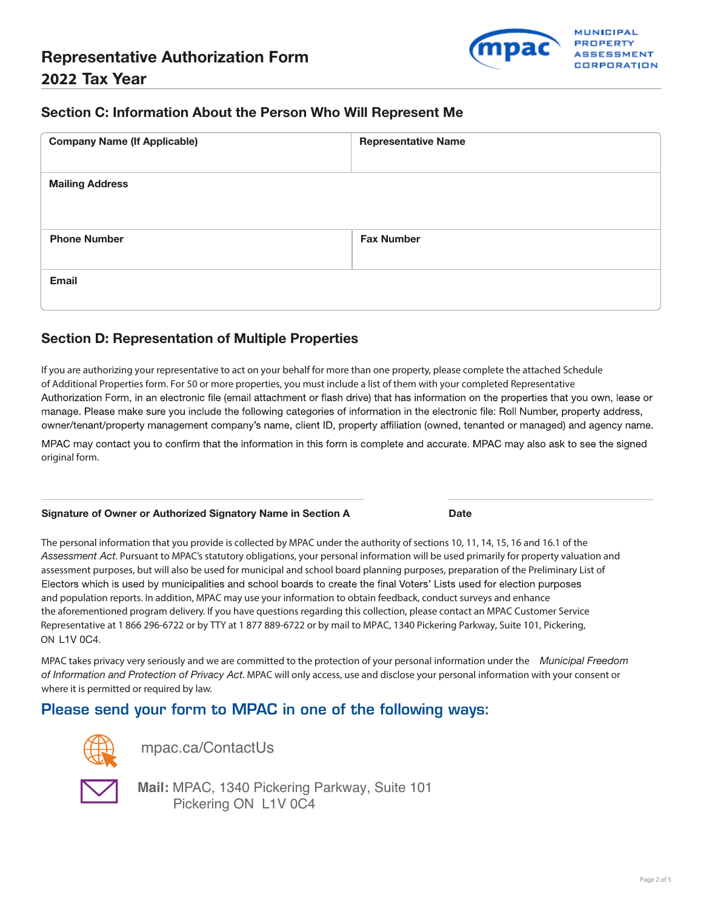# Representative Authorization Form
# 2022 Tax Year

## Section C: Information About the Person Who Will Represent Me

| Company Name (If Applicable) | Representative Name |
|---|---|
| | |

| Mailing Address |
|---|
| |

| Phone Number | Fax Number |
|---|---|
| | |

| Email |
|---|
| |

## Section D: Representation of Multiple Properties

If you are authorizing your representative to act on your behalf for more than one property, please complete the attached Schedule of Additional Properties form. For 50 or more properties, you must include a list of them with your completed Representative Authorization Form, in an electronic file (email attachment or flash drive) that has information on the properties that you own, lease or manage. Please make sure you include the following categories of information in the electronic file: Roll Number, property address, owner/tenant/property management company's name, client ID, property affiliation (owned, tenanted or managed) and agency name.

MPAC may contact you to confirm that the information in this form is complete and accurate. MPAC may also ask to see the signed original form.

| Signature of Owner or Authorized Signatory Name in Section A | Date |
|---|---|
| | |

The personal information that you provide is collected by MPAC under the authority of sections 10, 11, 14, 15, 16 and 16.1 of the *Assessment Act*. Pursuant to MPAC's statutory obligations, your personal information will be used primarily for property valuation and assessment purposes, but will also be used for municipal and school board planning purposes, preparation of the Preliminary List of Electors which is used by municipalities and school boards to create the final Voters' Lists used for election purposes and population reports. In addition, MPAC may use your information to obtain feedback, conduct surveys and enhance the aforementioned program delivery. If you have questions regarding this collection, please contact an MPAC Customer Service Representative at 1 866 296-6722 or by TTY at 1 877 889-6722 or by mail to MPAC, 1340 Pickering Parkway, Suite 101, Pickering, ON L1V 0C4.

MPAC takes privacy very seriously and we are committed to the protection of your personal information under the *Municipal Freedom of Information and Protection of Privacy Act*. MPAC will only access, use and disclose your personal information with your consent or where it is permitted or required by law.

## Please send your form to MPAC in one of the following ways:

mpac.ca/ContactUs

**Mail:** MPAC, 1340 Pickering Parkway, Suite 101
Pickering ON L1V 0C4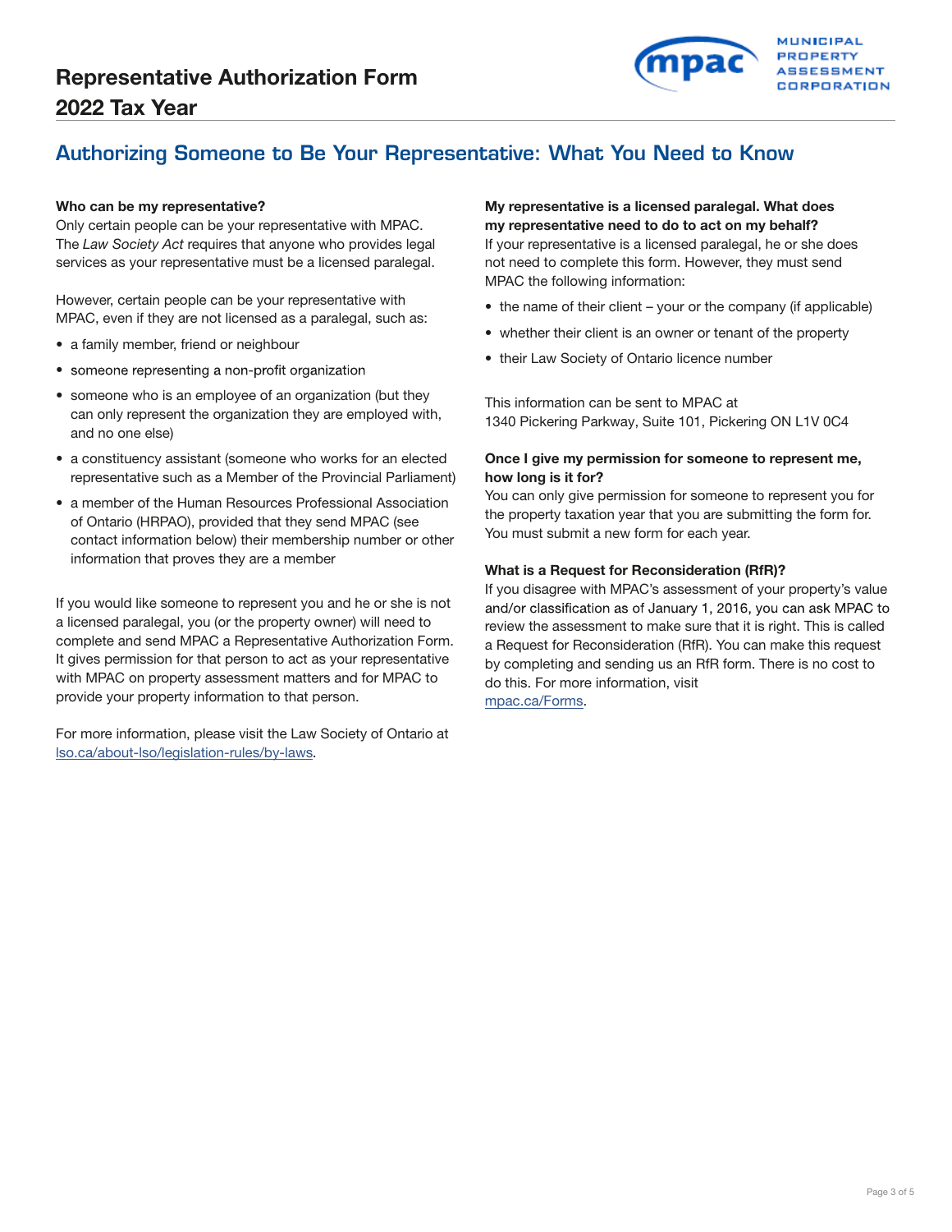# Representative Authorization Form
## 2022 Tax Year

## Authorizing Someone to Be Your Representative: What You Need to Know

**Who can be my representative?**
Only certain people can be your representative with MPAC. The *Law Society Act* requires that anyone who provides legal services as your representative must be a licensed paralegal.

However, certain people can be your representative with MPAC, even if they are not licensed as a paralegal, such as:

- a family member, friend or neighbour
- someone representing a non-profit organization
- someone who is an employee of an organization (but they can only represent the organization they are employed with, and no one else)
- a constituency assistant (someone who works for an elected representative such as a Member of the Provincial Parliament)
- a member of the Human Resources Professional Association of Ontario (HRPAO), provided that they send MPAC (see contact information below) their membership number or other information that proves they are a member

If you would like someone to represent you and he or she is not a licensed paralegal, you (or the property owner) will need to complete and send MPAC a Representative Authorization Form. It gives permission for that person to act as your representative with MPAC on property assessment matters and for MPAC to provide your property information to that person.

For more information, please visit the Law Society of Ontario at lso.ca/about-lso/legislation-rules/by-laws.

**My representative is a licensed paralegal. What does my representative need to do to act on my behalf?**
If your representative is a licensed paralegal, he or she does not need to complete this form. However, they must send MPAC the following information:

- the name of their client – your or the company (if applicable)
- whether their client is an owner or tenant of the property
- their Law Society of Ontario licence number

This information can be sent to MPAC at
1340 Pickering Parkway, Suite 101, Pickering ON L1V 0C4

**Once I give my permission for someone to represent me, how long is it for?**
You can only give permission for someone to represent you for the property taxation year that you are submitting the form for. You must submit a new form for each year.

**What is a Request for Reconsideration (RfR)?**
If you disagree with MPAC's assessment of your property's value and/or classification as of January 1, 2016, you can ask MPAC to review the assessment to make sure that it is right. This is called a Request for Reconsideration (RfR). You can make this request by completing and sending us an RfR form. There is no cost to do this. For more information, visit mpac.ca/Forms.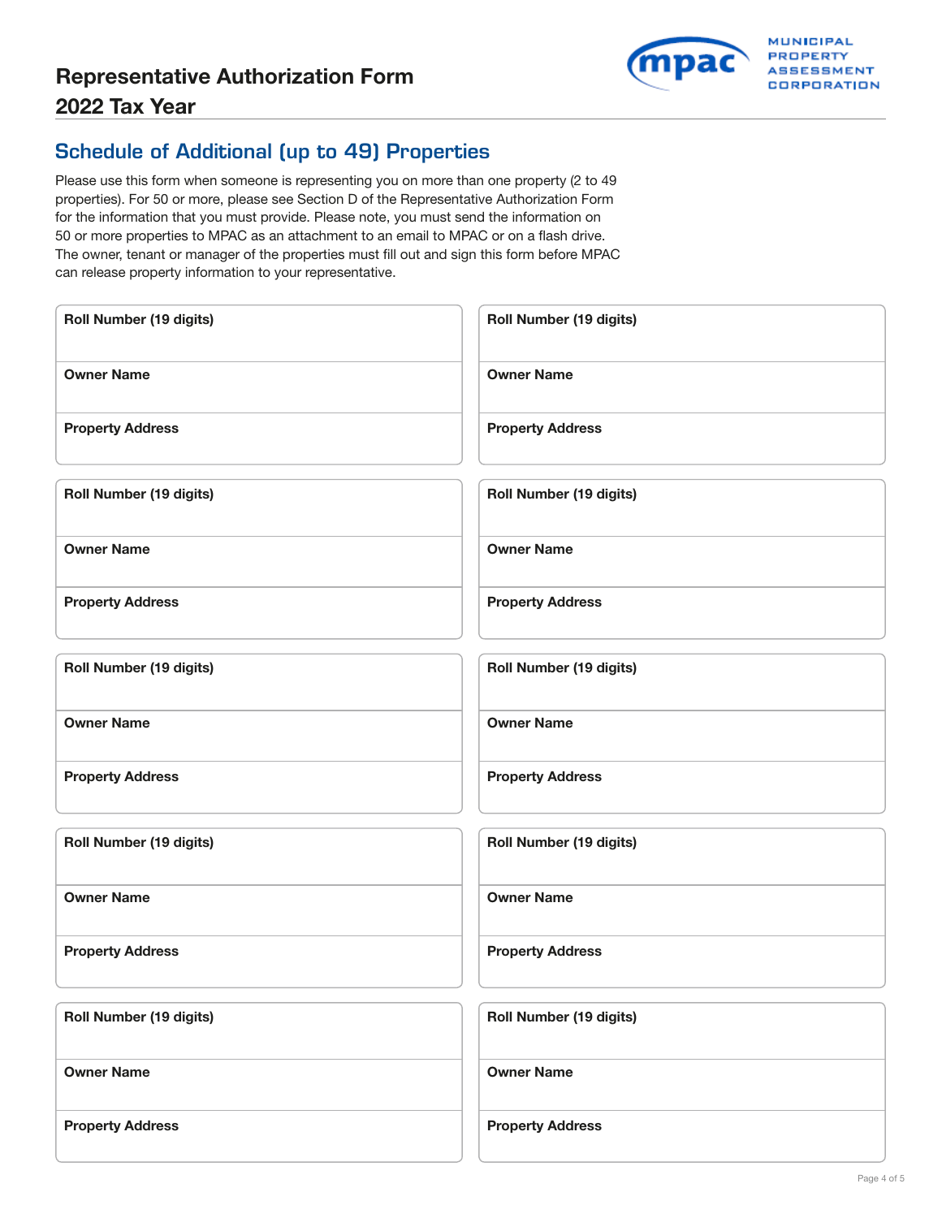# Representative Authorization Form
# 2022 Tax Year

MUNICIPAL PROPERTY ASSESSMENT CORPORATION

## Schedule of Additional (up to 49) Properties

Please use this form when someone is representing you on more than one property (2 to 49 properties). For 50 or more, please see Section D of the Representative Authorization Form for the information that you must provide. Please note, you must send the information on 50 or more properties to MPAC as an attachment to an email to MPAC or on a flash drive. The owner, tenant or manager of the properties must fill out and sign this form before MPAC can release property information to your representative.

| | |
|---|---|
| **Roll Number (19 digits)** | **Roll Number (19 digits)** |
| **Owner Name** | **Owner Name** |
| **Property Address** | **Property Address** |

| | |
|---|---|
| **Roll Number (19 digits)** | **Roll Number (19 digits)** |
| **Owner Name** | **Owner Name** |
| **Property Address** | **Property Address** |

| | |
|---|---|
| **Roll Number (19 digits)** | **Roll Number (19 digits)** |
| **Owner Name** | **Owner Name** |
| **Property Address** | **Property Address** |

| | |
|---|---|
| **Roll Number (19 digits)** | **Roll Number (19 digits)** |
| **Owner Name** | **Owner Name** |
| **Property Address** | **Property Address** |

| | |
|---|---|
| **Roll Number (19 digits)** | **Roll Number (19 digits)** |
| **Owner Name** | **Owner Name** |
| **Property Address** | **Property Address** |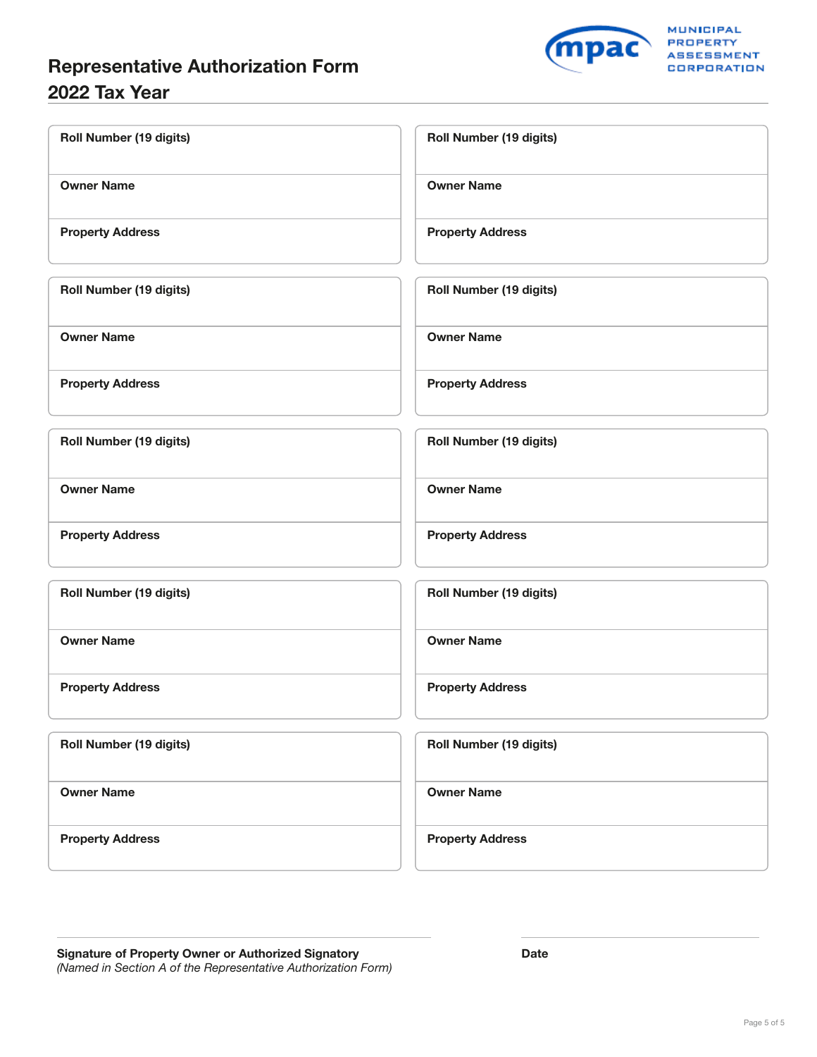# Representative Authorization Form
## 2022 Tax Year

MUNICIPAL PROPERTY ASSESSMENT CORPORATION

| | |
|---|---|
| **Roll Number (19 digits)** | **Roll Number (19 digits)** |
| **Owner Name** | **Owner Name** |
| **Property Address** | **Property Address** |

| | |
|---|---|
| **Roll Number (19 digits)** | **Roll Number (19 digits)** |
| **Owner Name** | **Owner Name** |
| **Property Address** | **Property Address** |

| | |
|---|---|
| **Roll Number (19 digits)** | **Roll Number (19 digits)** |
| **Owner Name** | **Owner Name** |
| **Property Address** | **Property Address** |

| | |
|---|---|
| **Roll Number (19 digits)** | **Roll Number (19 digits)** |
| **Owner Name** | **Owner Name** |
| **Property Address** | **Property Address** |

| | |
|---|---|
| **Roll Number (19 digits)** | **Roll Number (19 digits)** |
| **Owner Name** | **Owner Name** |
| **Property Address** | **Property Address** |

**Signature of Property Owner or Authorized Signatory**
*(Named in Section A of the Representative Authorization Form)*

**Date**